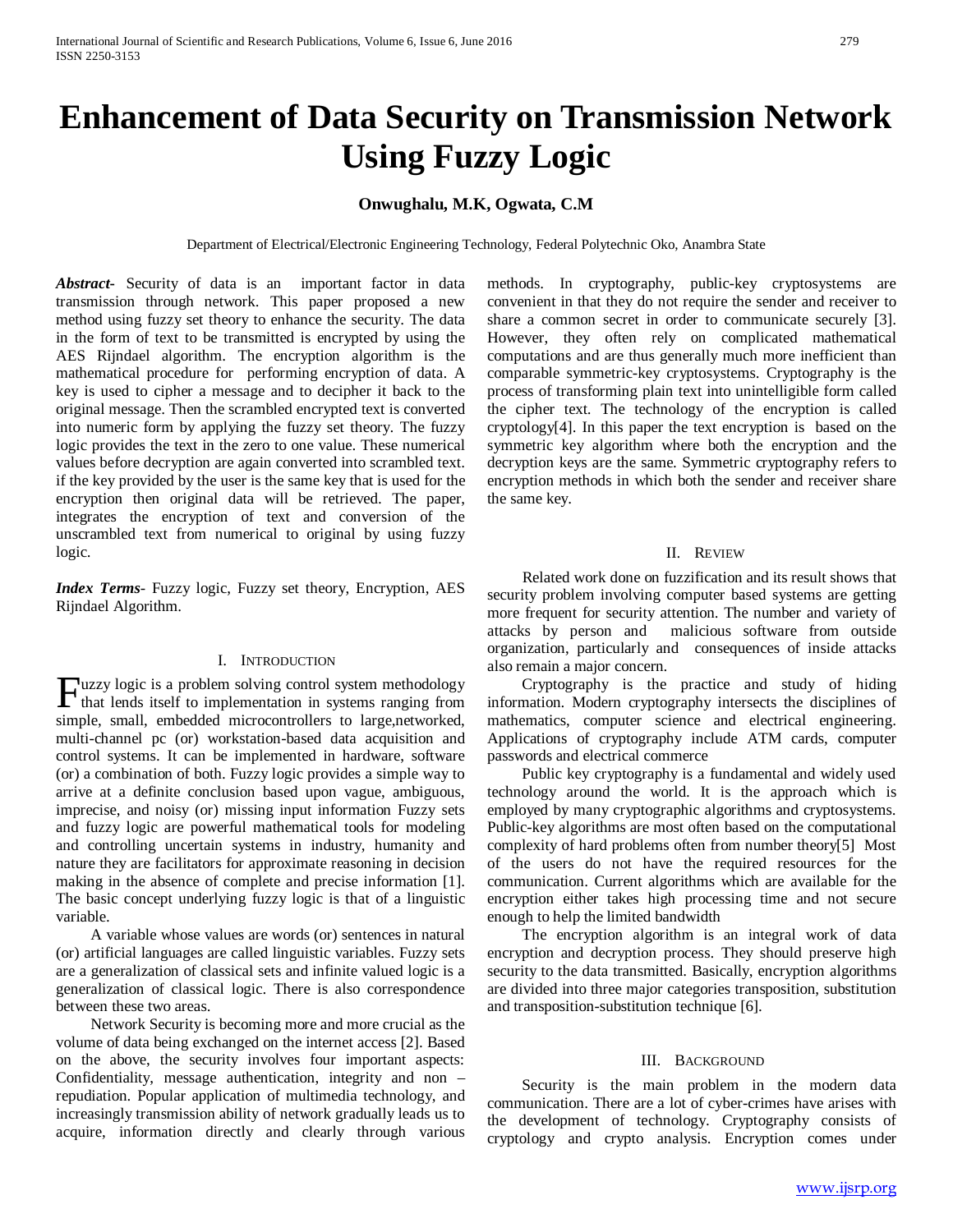# Enhancement of Data Security on Transmission Network Using Fuzzy Logic

**Onwughalu, M.K, Ogwata, C.M**

Department of Electrical/Electronic Engineering Technology, Federal Polytechnic Oko, Anambra State

***Abstract-*** Security of data is an important factor in data transmission through network. This paper proposed a new method using fuzzy set theory to enhance the security. The data in the form of text to be transmitted is encrypted by using the AES Rijndael algorithm. The encryption algorithm is the mathematical procedure for performing encryption of data. A key is used to cipher a message and to decipher it back to the original message. Then the scrambled encrypted text is converted into numeric form by applying the fuzzy set theory. The fuzzy logic provides the text in the zero to one value. These numerical values before decryption are again converted into scrambled text. if the key provided by the user is the same key that is used for the encryption then original data will be retrieved. The paper, integrates the encryption of text and conversion of the unscrambled text from numerical to original by using fuzzy logic.

***Index Terms*-** Fuzzy logic, Fuzzy set theory, Encryption, AES Rijndael Algorithm.

## I. Introduction

Fuzzy logic is a problem solving control system methodology that lends itself to implementation in systems ranging from simple, small, embedded microcontrollers to large,networked, multi-channel pc (or) workstation-based data acquisition and control systems. It can be implemented in hardware, software (or) a combination of both. Fuzzy logic provides a simple way to arrive at a definite conclusion based upon vague, ambiguous, imprecise, and noisy (or) missing input information Fuzzy sets and fuzzy logic are powerful mathematical tools for modeling and controlling uncertain systems in industry, humanity and nature they are facilitators for approximate reasoning in decision making in the absence of complete and precise information [1]. The basic concept underlying fuzzy logic is that of a linguistic variable.

A variable whose values are words (or) sentences in natural (or) artificial languages are called linguistic variables. Fuzzy sets are a generalization of classical sets and infinite valued logic is a generalization of classical logic. There is also correspondence between these two areas.

Network Security is becoming more and more crucial as the volume of data being exchanged on the internet access [2]. Based on the above, the security involves four important aspects: Confidentiality, message authentication, integrity and non – repudiation. Popular application of multimedia technology, and increasingly transmission ability of network gradually leads us to acquire, information directly and clearly through various methods. In cryptography, public-key cryptosystems are convenient in that they do not require the sender and receiver to share a common secret in order to communicate securely [3]. However, they often rely on complicated mathematical computations and are thus generally much more inefficient than comparable symmetric-key cryptosystems. Cryptography is the process of transforming plain text into unintelligible form called the cipher text. The technology of the encryption is called cryptology[4]. In this paper the text encryption is based on the symmetric key algorithm where both the encryption and the decryption keys are the same. Symmetric cryptography refers to encryption methods in which both the sender and receiver share the same key.

## II. Review

Related work done on fuzzification and its result shows that security problem involving computer based systems are getting more frequent for security attention. The number and variety of attacks by person and malicious software from outside organization, particularly and consequences of inside attacks also remain a major concern.

Cryptography is the practice and study of hiding information. Modern cryptography intersects the disciplines of mathematics, computer science and electrical engineering. Applications of cryptography include ATM cards, computer passwords and electrical commerce

Public key cryptography is a fundamental and widely used technology around the world. It is the approach which is employed by many cryptographic algorithms and cryptosystems. Public-key algorithms are most often based on the computational complexity of hard problems often from number theory[5] Most of the users do not have the required resources for the communication. Current algorithms which are available for the encryption either takes high processing time and not secure enough to help the limited bandwidth

The encryption algorithm is an integral work of data encryption and decryption process. They should preserve high security to the data transmitted. Basically, encryption algorithms are divided into three major categories transposition, substitution and transposition-substitution technique [6].

## III. Background

Security is the main problem in the modern data communication. There are a lot of cyber-crimes have arises with the development of technology. Cryptography consists of cryptology and crypto analysis. Encryption comes under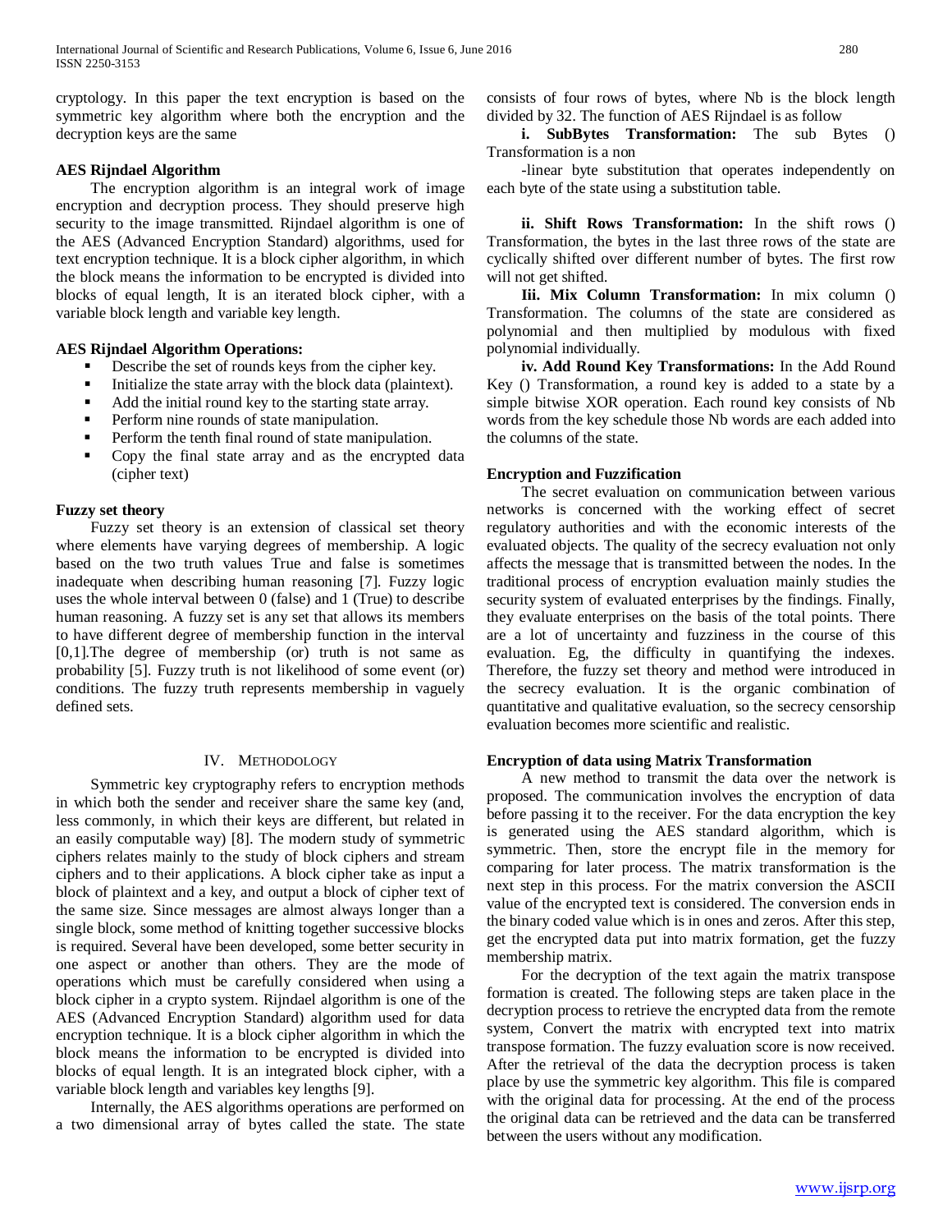cryptology. In this paper the text encryption is based on the symmetric key algorithm where both the encryption and the decryption keys are the same

**AES Rijndael Algorithm**

The encryption algorithm is an integral work of image encryption and decryption process. They should preserve high security to the image transmitted. Rijndael algorithm is one of the AES (Advanced Encryption Standard) algorithms, used for text encryption technique. It is a block cipher algorithm, in which the block means the information to be encrypted is divided into blocks of equal length, It is an iterated block cipher, with a variable block length and variable key length.

**AES Rijndael Algorithm Operations:**

- Describe the set of rounds keys from the cipher key.
- Initialize the state array with the block data (plaintext).
- Add the initial round key to the starting state array.
- Perform nine rounds of state manipulation.
- Perform the tenth final round of state manipulation.
- Copy the final state array and as the encrypted data (cipher text)

**Fuzzy set theory**

Fuzzy set theory is an extension of classical set theory where elements have varying degrees of membership. A logic based on the two truth values True and false is sometimes inadequate when describing human reasoning [7]. Fuzzy logic uses the whole interval between 0 (false) and 1 (True) to describe human reasoning. A fuzzy set is any set that allows its members to have different degree of membership function in the interval [0,1].The degree of membership (or) truth is not same as probability [5]. Fuzzy truth is not likelihood of some event (or) conditions. The fuzzy truth represents membership in vaguely defined sets.

## IV. Methodology

Symmetric key cryptography refers to encryption methods in which both the sender and receiver share the same key (and, less commonly, in which their keys are different, but related in an easily computable way) [8]. The modern study of symmetric ciphers relates mainly to the study of block ciphers and stream ciphers and to their applications. A block cipher take as input a block of plaintext and a key, and output a block of cipher text of the same size. Since messages are almost always longer than a single block, some method of knitting together successive blocks is required. Several have been developed, some better security in one aspect or another than others. They are the mode of operations which must be carefully considered when using a block cipher in a crypto system. Rijndael algorithm is one of the AES (Advanced Encryption Standard) algorithm used for data encryption technique. It is a block cipher algorithm in which the block means the information to be encrypted is divided into blocks of equal length. It is an integrated block cipher, with a variable block length and variables key lengths [9].

Internally, the AES algorithms operations are performed on a two dimensional array of bytes called the state. The state consists of four rows of bytes, where Nb is the block length divided by 32. The function of AES Rijndael is as follow

**i. SubBytes Transformation:** The sub Bytes () Transformation is a non

-linear byte substitution that operates independently on each byte of the state using a substitution table.

**ii. Shift Rows Transformation:** In the shift rows () Transformation, the bytes in the last three rows of the state are cyclically shifted over different number of bytes. The first row will not get shifted.

**Iii. Mix Column Transformation:** In mix column () Transformation. The columns of the state are considered as polynomial and then multiplied by modulous with fixed polynomial individually.

**iv. Add Round Key Transformations:** In the Add Round Key () Transformation, a round key is added to a state by a simple bitwise XOR operation. Each round key consists of Nb words from the key schedule those Nb words are each added into the columns of the state.

**Encryption and Fuzzification**

The secret evaluation on communication between various networks is concerned with the working effect of secret regulatory authorities and with the economic interests of the evaluated objects. The quality of the secrecy evaluation not only affects the message that is transmitted between the nodes. In the traditional process of encryption evaluation mainly studies the security system of evaluated enterprises by the findings. Finally, they evaluate enterprises on the basis of the total points. There are a lot of uncertainty and fuzziness in the course of this evaluation. Eg, the difficulty in quantifying the indexes. Therefore, the fuzzy set theory and method were introduced in the secrecy evaluation. It is the organic combination of quantitative and qualitative evaluation, so the secrecy censorship evaluation becomes more scientific and realistic.

**Encryption of data using Matrix Transformation**

A new method to transmit the data over the network is proposed. The communication involves the encryption of data before passing it to the receiver. For the data encryption the key is generated using the AES standard algorithm, which is symmetric. Then, store the encrypt file in the memory for comparing for later process. The matrix transformation is the next step in this process. For the matrix conversion the ASCII value of the encrypted text is considered. The conversion ends in the binary coded value which is in ones and zeros. After this step, get the encrypted data put into matrix formation, get the fuzzy membership matrix.

For the decryption of the text again the matrix transpose formation is created. The following steps are taken place in the decryption process to retrieve the encrypted data from the remote system, Convert the matrix with encrypted text into matrix transpose formation. The fuzzy evaluation score is now received. After the retrieval of the data the decryption process is taken place by use the symmetric key algorithm. This file is compared with the original data for processing. At the end of the process the original data can be retrieved and the data can be transferred between the users without any modification.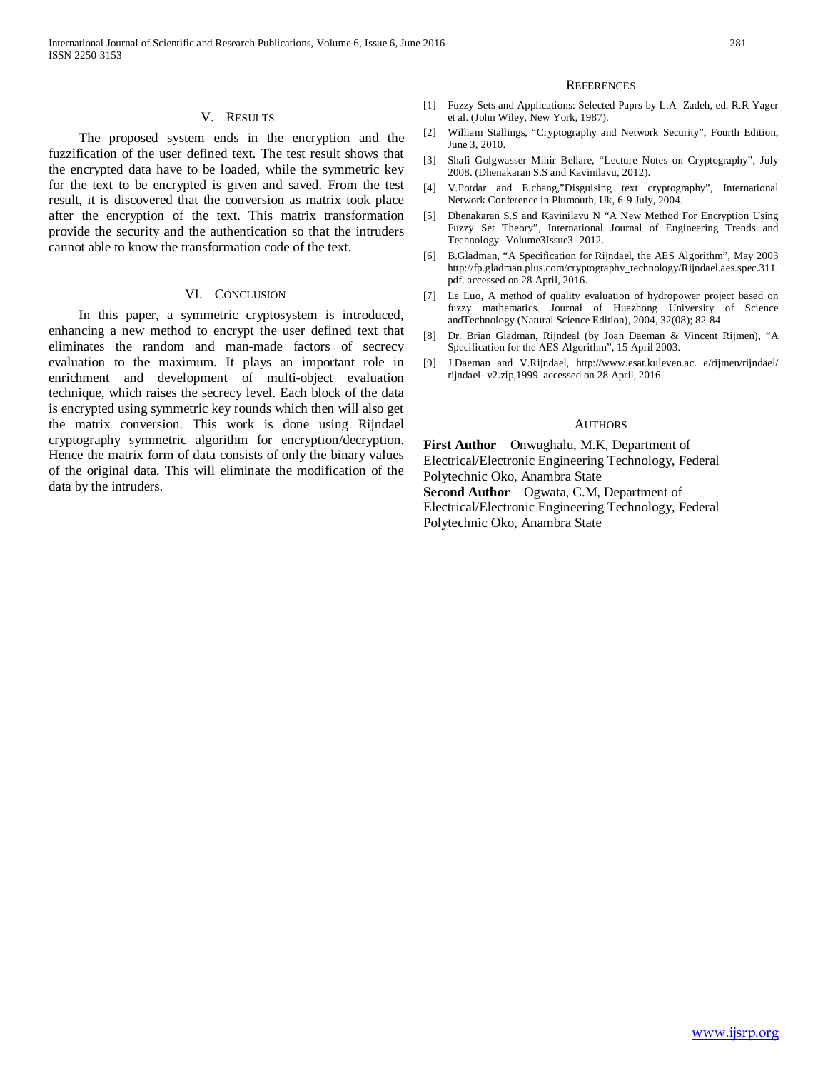## V. Results

The proposed system ends in the encryption and the fuzzification of the user defined text. The test result shows that the encrypted data have to be loaded, while the symmetric key for the text to be encrypted is given and saved. From the test result, it is discovered that the conversion as matrix took place after the encryption of the text. This matrix transformation provide the security and the authentication so that the intruders cannot able to know the transformation code of the text.

## VI. Conclusion

In this paper, a symmetric cryptosystem is introduced, enhancing a new method to encrypt the user defined text that eliminates the random and man-made factors of secrecy evaluation to the maximum. It plays an important role in enrichment and development of multi-object evaluation technique, which raises the secrecy level. Each block of the data is encrypted using symmetric key rounds which then will also get the matrix conversion. This work is done using Rijndael cryptography symmetric algorithm for encryption/decryption. Hence the matrix form of data consists of only the binary values of the original data. This will eliminate the modification of the data by the intruders.

## References

[1] Fuzzy Sets and Applications: Selected Paprs by L.A Zadeh, ed. R.R Yager et al. (John Wiley, New York, 1987).

[2] William Stallings, "Cryptography and Network Security", Fourth Edition, June 3, 2010.

[3] Shafi Golgwasser Mihir Bellare, "Lecture Notes on Cryptography", July 2008. (Dhenakaran S.S and Kavinilavu, 2012).

[4] V.Potdar and E.chang,"Disguising text cryptography", International Network Conference in Plumouth, Uk, 6-9 July, 2004.

[5] Dhenakaran S.S and Kavinilavu N "A New Method For Encryption Using Fuzzy Set Theory", International Journal of Engineering Trends and Technology- Volume3Issue3- 2012.

[6] B.Gladman, "A Specification for Rijndael, the AES Algorithm", May 2003 http://fp.gladman.plus.com/cryptography_technology/Rijndael.aes.spec.311.pdf. accessed on 28 April, 2016.

[7] Le Luo, A method of quality evaluation of hydropower project based on fuzzy mathematics. Journal of Huazhong University of Science andTechnology (Natural Science Edition), 2004, 32(08); 82-84.

[8] Dr. Brian Gladman, Rijndeal (by Joan Daeman & Vincent Rijmen), "A Specification for the AES Algorithm", 15 April 2003.

[9] J.Daeman and V.Rijndael, http://www.esat.kuleven.ac. e/rijmen/rijndael/rijndael- v2.zip,1999 accessed on 28 April, 2016.

## Authors

**First Author** – Onwughalu, M.K, Department of Electrical/Electronic Engineering Technology, Federal Polytechnic Oko, Anambra State

**Second Author** – Ogwata, C.M, Department of Electrical/Electronic Engineering Technology, Federal Polytechnic Oko, Anambra State